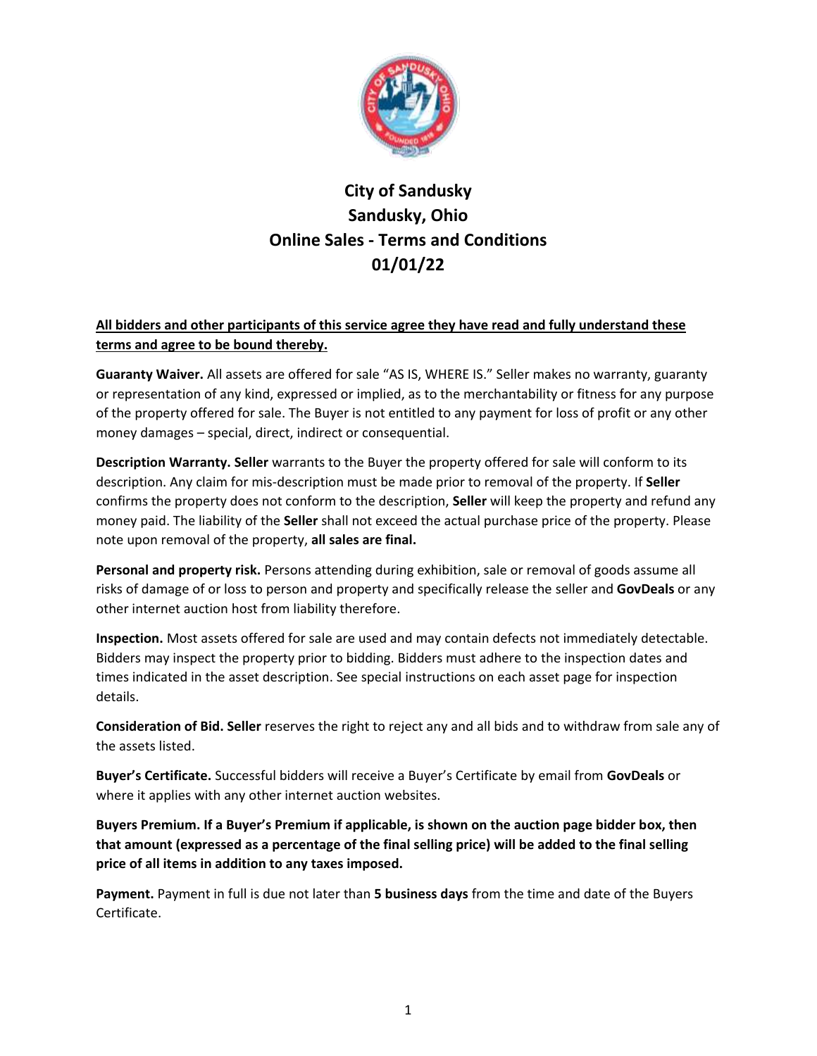# City of Sandusky
# Sandusky, Ohio
# Online Sales - Terms and Conditions
# 01/01/22

**All bidders and other participants of this service agree they have read and fully understand these terms and agree to be bound thereby.**

**Guaranty Waiver.** All assets are offered for sale "AS IS, WHERE IS." Seller makes no warranty, guaranty or representation of any kind, expressed or implied, as to the merchantability or fitness for any purpose of the property offered for sale. The Buyer is not entitled to any payment for loss of profit or any other money damages – special, direct, indirect or consequential.

**Description Warranty. Seller** warrants to the Buyer the property offered for sale will conform to its description. Any claim for mis-description must be made prior to removal of the property. If **Seller** confirms the property does not conform to the description, **Seller** will keep the property and refund any money paid. The liability of the **Seller** shall not exceed the actual purchase price of the property. Please note upon removal of the property, **all sales are final.**

**Personal and property risk.** Persons attending during exhibition, sale or removal of goods assume all risks of damage of or loss to person and property and specifically release the seller and **GovDeals** or any other internet auction host from liability therefore.

**Inspection.** Most assets offered for sale are used and may contain defects not immediately detectable. Bidders may inspect the property prior to bidding. Bidders must adhere to the inspection dates and times indicated in the asset description. See special instructions on each asset page for inspection details.

**Consideration of Bid. Seller** reserves the right to reject any and all bids and to withdraw from sale any of the assets listed.

**Buyer's Certificate.** Successful bidders will receive a Buyer's Certificate by email from **GovDeals** or where it applies with any other internet auction websites.

**Buyers Premium. If a Buyer's Premium if applicable, is shown on the auction page bidder box, then that amount (expressed as a percentage of the final selling price) will be added to the final selling price of all items in addition to any taxes imposed.**

**Payment.** Payment in full is due not later than **5 business days** from the time and date of the Buyers Certificate.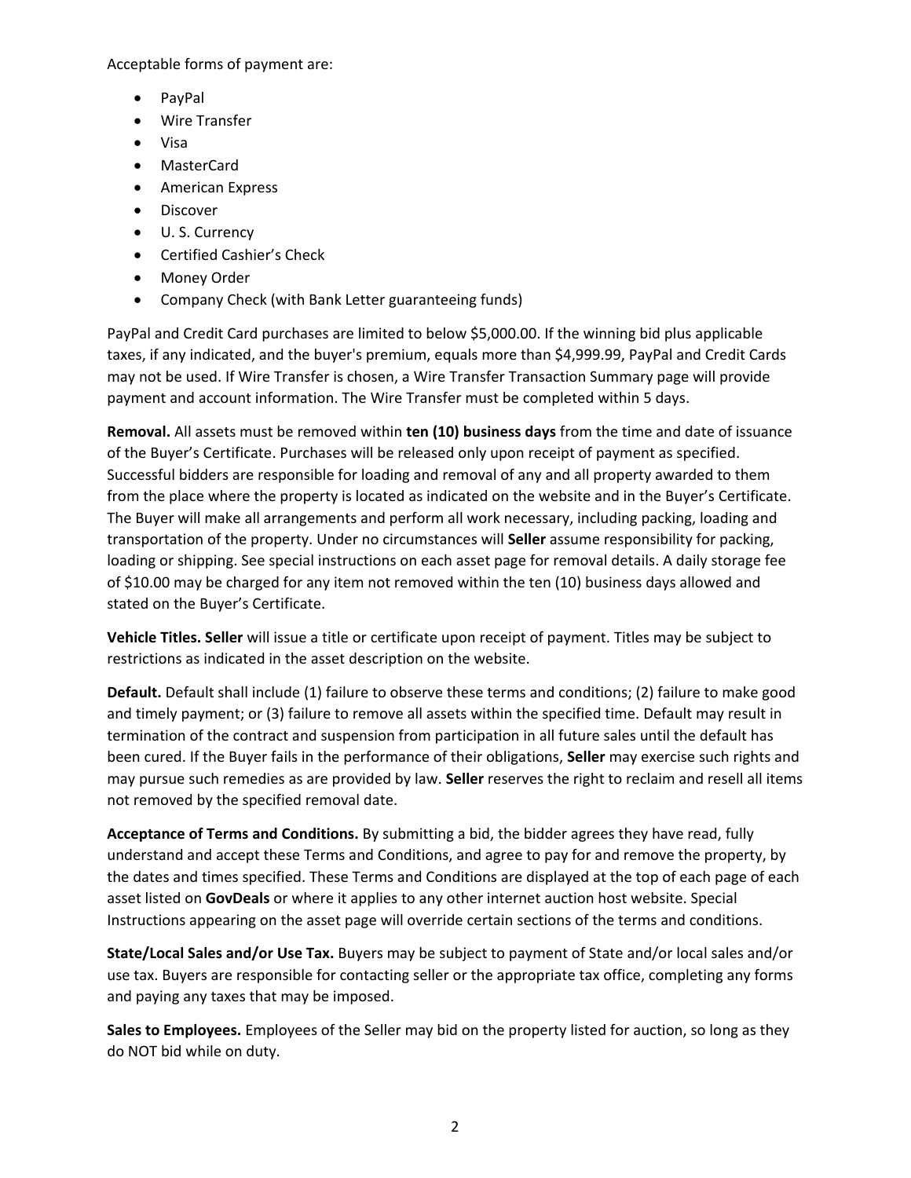Acceptable forms of payment are:

- PayPal
- Wire Transfer
- Visa
- MasterCard
- American Express
- Discover
- U. S. Currency
- Certified Cashier's Check
- Money Order
- Company Check (with Bank Letter guaranteeing funds)

PayPal and Credit Card purchases are limited to below $5,000.00. If the winning bid plus applicable taxes, if any indicated, and the buyer's premium, equals more than $4,999.99, PayPal and Credit Cards may not be used. If Wire Transfer is chosen, a Wire Transfer Transaction Summary page will provide payment and account information. The Wire Transfer must be completed within 5 days.

**Removal.** All assets must be removed within **ten (10) business days** from the time and date of issuance of the Buyer's Certificate. Purchases will be released only upon receipt of payment as specified. Successful bidders are responsible for loading and removal of any and all property awarded to them from the place where the property is located as indicated on the website and in the Buyer's Certificate. The Buyer will make all arrangements and perform all work necessary, including packing, loading and transportation of the property. Under no circumstances will **Seller** assume responsibility for packing, loading or shipping. See special instructions on each asset page for removal details. A daily storage fee of $10.00 may be charged for any item not removed within the ten (10) business days allowed and stated on the Buyer's Certificate.

**Vehicle Titles. Seller** will issue a title or certificate upon receipt of payment. Titles may be subject to restrictions as indicated in the asset description on the website.

**Default.** Default shall include (1) failure to observe these terms and conditions; (2) failure to make good and timely payment; or (3) failure to remove all assets within the specified time. Default may result in termination of the contract and suspension from participation in all future sales until the default has been cured. If the Buyer fails in the performance of their obligations, **Seller** may exercise such rights and may pursue such remedies as are provided by law. **Seller** reserves the right to reclaim and resell all items not removed by the specified removal date.

**Acceptance of Terms and Conditions.** By submitting a bid, the bidder agrees they have read, fully understand and accept these Terms and Conditions, and agree to pay for and remove the property, by the dates and times specified. These Terms and Conditions are displayed at the top of each page of each asset listed on **GovDeals** or where it applies to any other internet auction host website. Special Instructions appearing on the asset page will override certain sections of the terms and conditions.

**State/Local Sales and/or Use Tax.** Buyers may be subject to payment of State and/or local sales and/or use tax. Buyers are responsible for contacting seller or the appropriate tax office, completing any forms and paying any taxes that may be imposed.

**Sales to Employees.** Employees of the Seller may bid on the property listed for auction, so long as they do NOT bid while on duty.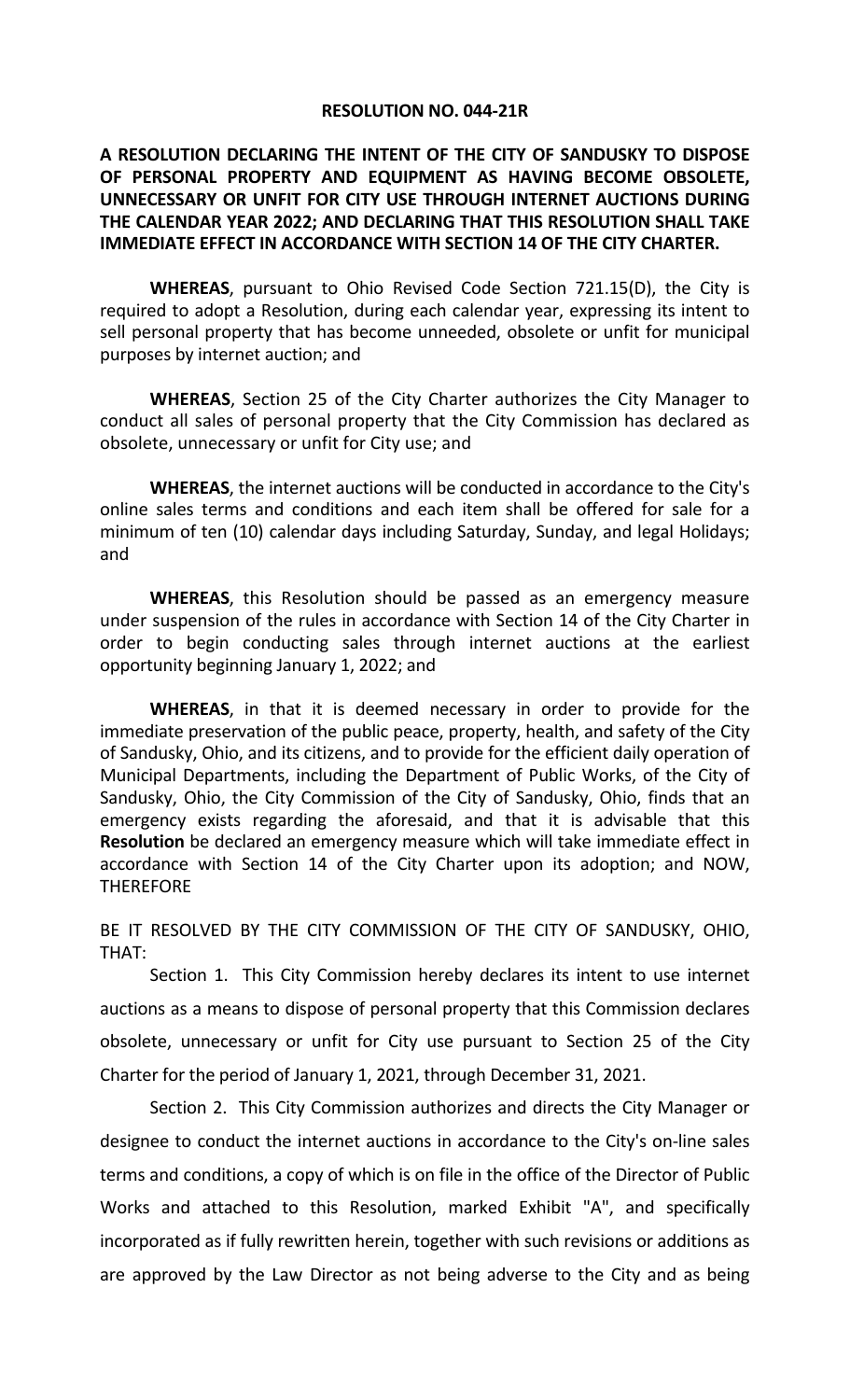**RESOLUTION NO. 044-21R**

**A RESOLUTION DECLARING THE INTENT OF THE CITY OF SANDUSKY TO DISPOSE OF PERSONAL PROPERTY AND EQUIPMENT AS HAVING BECOME OBSOLETE, UNNECESSARY OR UNFIT FOR CITY USE THROUGH INTERNET AUCTIONS DURING THE CALENDAR YEAR 2022; AND DECLARING THAT THIS RESOLUTION SHALL TAKE IMMEDIATE EFFECT IN ACCORDANCE WITH SECTION 14 OF THE CITY CHARTER.**

**WHEREAS**, pursuant to Ohio Revised Code Section 721.15(D), the City is required to adopt a Resolution, during each calendar year, expressing its intent to sell personal property that has become unneeded, obsolete or unfit for municipal purposes by internet auction; and

**WHEREAS**, Section 25 of the City Charter authorizes the City Manager to conduct all sales of personal property that the City Commission has declared as obsolete, unnecessary or unfit for City use; and

**WHEREAS**, the internet auctions will be conducted in accordance to the City's online sales terms and conditions and each item shall be offered for sale for a minimum of ten (10) calendar days including Saturday, Sunday, and legal Holidays; and

**WHEREAS**, this Resolution should be passed as an emergency measure under suspension of the rules in accordance with Section 14 of the City Charter in order to begin conducting sales through internet auctions at the earliest opportunity beginning January 1, 2022; and

**WHEREAS**, in that it is deemed necessary in order to provide for the immediate preservation of the public peace, property, health, and safety of the City of Sandusky, Ohio, and its citizens, and to provide for the efficient daily operation of Municipal Departments, including the Department of Public Works, of the City of Sandusky, Ohio, the City Commission of the City of Sandusky, Ohio, finds that an emergency exists regarding the aforesaid, and that it is advisable that this **Resolution** be declared an emergency measure which will take immediate effect in accordance with Section 14 of the City Charter upon its adoption; and NOW, THEREFORE

BE IT RESOLVED BY THE CITY COMMISSION OF THE CITY OF SANDUSKY, OHIO, THAT:

Section 1. This City Commission hereby declares its intent to use internet auctions as a means to dispose of personal property that this Commission declares obsolete, unnecessary or unfit for City use pursuant to Section 25 of the City Charter for the period of January 1, 2021, through December 31, 2021.

Section 2. This City Commission authorizes and directs the City Manager or designee to conduct the internet auctions in accordance to the City's on-line sales terms and conditions, a copy of which is on file in the office of the Director of Public Works and attached to this Resolution, marked Exhibit "A", and specifically incorporated as if fully rewritten herein, together with such revisions or additions as are approved by the Law Director as not being adverse to the City and as being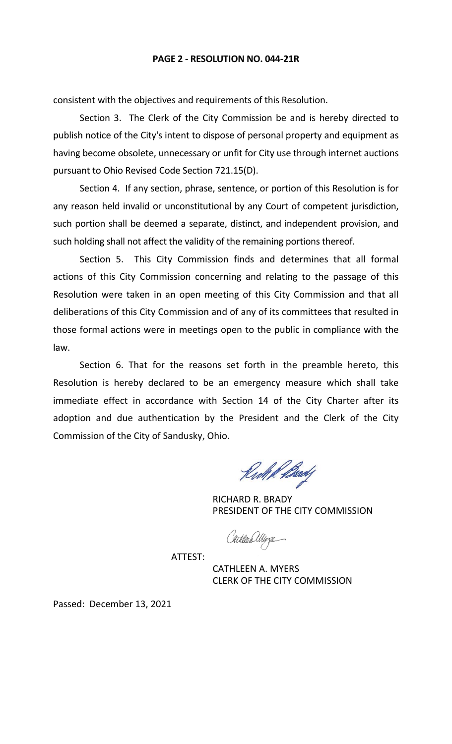**PAGE 2 - RESOLUTION NO. 044-21R**

consistent with the objectives and requirements of this Resolution.

Section 3. The Clerk of the City Commission be and is hereby directed to publish notice of the City's intent to dispose of personal property and equipment as having become obsolete, unnecessary or unfit for City use through internet auctions pursuant to Ohio Revised Code Section 721.15(D).

Section 4. If any section, phrase, sentence, or portion of this Resolution is for any reason held invalid or unconstitutional by any Court of competent jurisdiction, such portion shall be deemed a separate, distinct, and independent provision, and such holding shall not affect the validity of the remaining portions thereof.

Section 5. This City Commission finds and determines that all formal actions of this City Commission concerning and relating to the passage of this Resolution were taken in an open meeting of this City Commission and that all deliberations of this City Commission and of any of its committees that resulted in those formal actions were in meetings open to the public in compliance with the law.

Section 6. That for the reasons set forth in the preamble hereto, this Resolution is hereby declared to be an emergency measure which shall take immediate effect in accordance with Section 14 of the City Charter after its adoption and due authentication by the President and the Clerk of the City Commission of the City of Sandusky, Ohio.

RICHARD R. BRADY
PRESIDENT OF THE CITY COMMISSION

ATTEST:

CATHLEEN A. MYERS
CLERK OF THE CITY COMMISSION

Passed: December 13, 2021